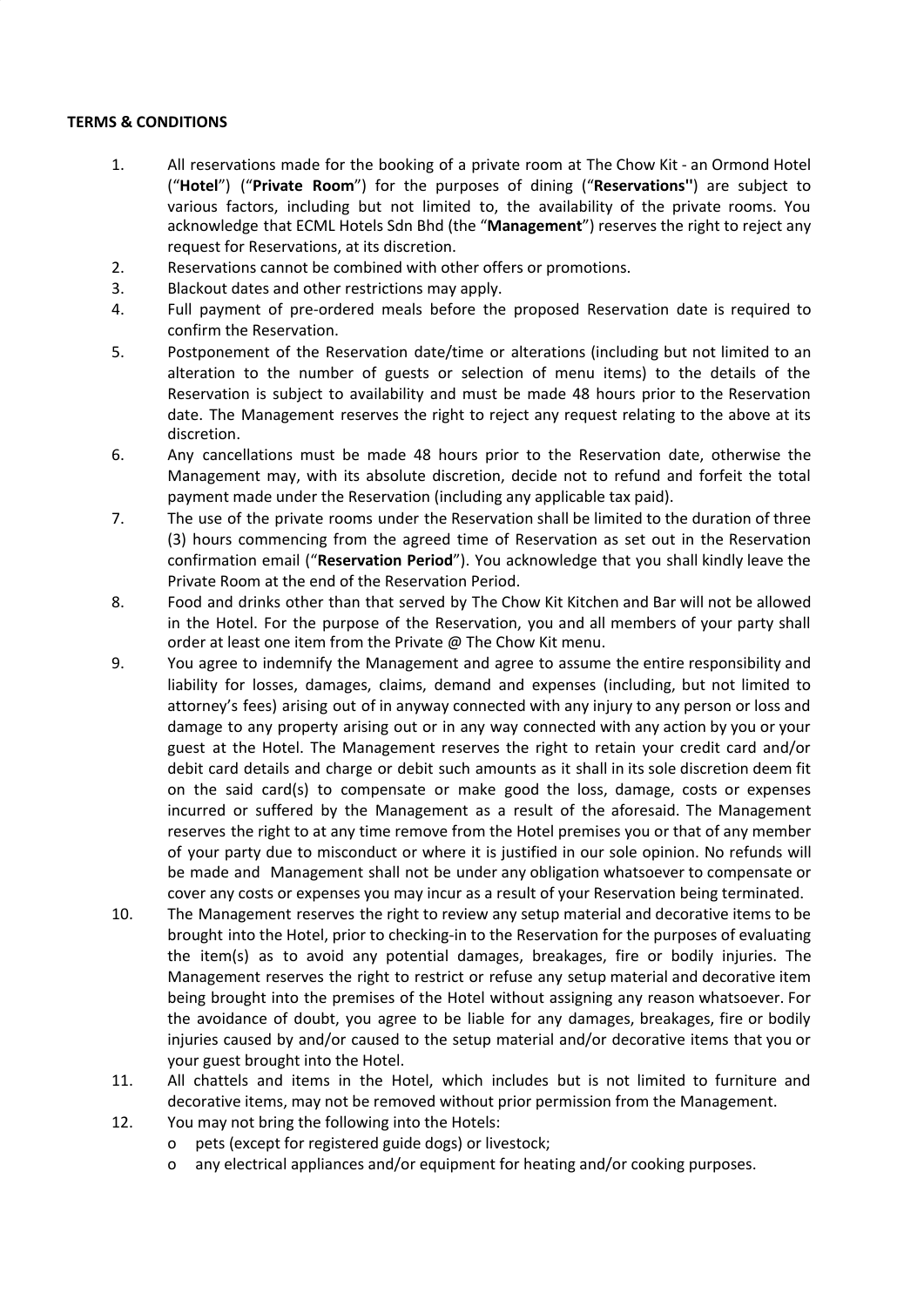**TERMS & CONDITIONS**

1. All reservations made for the booking of a private room at The Chow Kit - an Ormond Hotel ("**Hotel**") ("**Private Room**") for the purposes of dining ("**Reservations''**) are subject to various factors, including but not limited to, the availability of the private rooms. You acknowledge that ECML Hotels Sdn Bhd (the "**Management**") reserves the right to reject any request for Reservations, at its discretion.
2. Reservations cannot be combined with other offers or promotions.
3. Blackout dates and other restrictions may apply.
4. Full payment of pre-ordered meals before the proposed Reservation date is required to confirm the Reservation.
5. Postponement of the Reservation date/time or alterations (including but not limited to an alteration to the number of guests or selection of menu items) to the details of the Reservation is subject to availability and must be made 48 hours prior to the Reservation date. The Management reserves the right to reject any request relating to the above at its discretion.
6. Any cancellations must be made 48 hours prior to the Reservation date, otherwise the Management may, with its absolute discretion, decide not to refund and forfeit the total payment made under the Reservation (including any applicable tax paid).
7. The use of the private rooms under the Reservation shall be limited to the duration of three (3) hours commencing from the agreed time of Reservation as set out in the Reservation confirmation email ("**Reservation Period**"). You acknowledge that you shall kindly leave the Private Room at the end of the Reservation Period.
8. Food and drinks other than that served by The Chow Kit Kitchen and Bar will not be allowed in the Hotel. For the purpose of the Reservation, you and all members of your party shall order at least one item from the Private @ The Chow Kit menu.
9. You agree to indemnify the Management and agree to assume the entire responsibility and liability for losses, damages, claims, demand and expenses (including, but not limited to attorney's fees) arising out of in anyway connected with any injury to any person or loss and damage to any property arising out or in any way connected with any action by you or your guest at the Hotel. The Management reserves the right to retain your credit card and/or debit card details and charge or debit such amounts as it shall in its sole discretion deem fit on the said card(s) to compensate or make good the loss, damage, costs or expenses incurred or suffered by the Management as a result of the aforesaid. The Management reserves the right to at any time remove from the Hotel premises you or that of any member of your party due to misconduct or where it is justified in our sole opinion. No refunds will be made and Management shall not be under any obligation whatsoever to compensate or cover any costs or expenses you may incur as a result of your Reservation being terminated.
10. The Management reserves the right to review any setup material and decorative items to be brought into the Hotel, prior to checking-in to the Reservation for the purposes of evaluating the item(s) as to avoid any potential damages, breakages, fire or bodily injuries. The Management reserves the right to restrict or refuse any setup material and decorative item being brought into the premises of the Hotel without assigning any reason whatsoever. For the avoidance of doubt, you agree to be liable for any damages, breakages, fire or bodily injuries caused by and/or caused to the setup material and/or decorative items that you or your guest brought into the Hotel.
11. All chattels and items in the Hotel, which includes but is not limited to furniture and decorative items, may not be removed without prior permission from the Management.
12. You may not bring the following into the Hotels:
    - pets (except for registered guide dogs) or livestock;
    - any electrical appliances and/or equipment for heating and/or cooking purposes.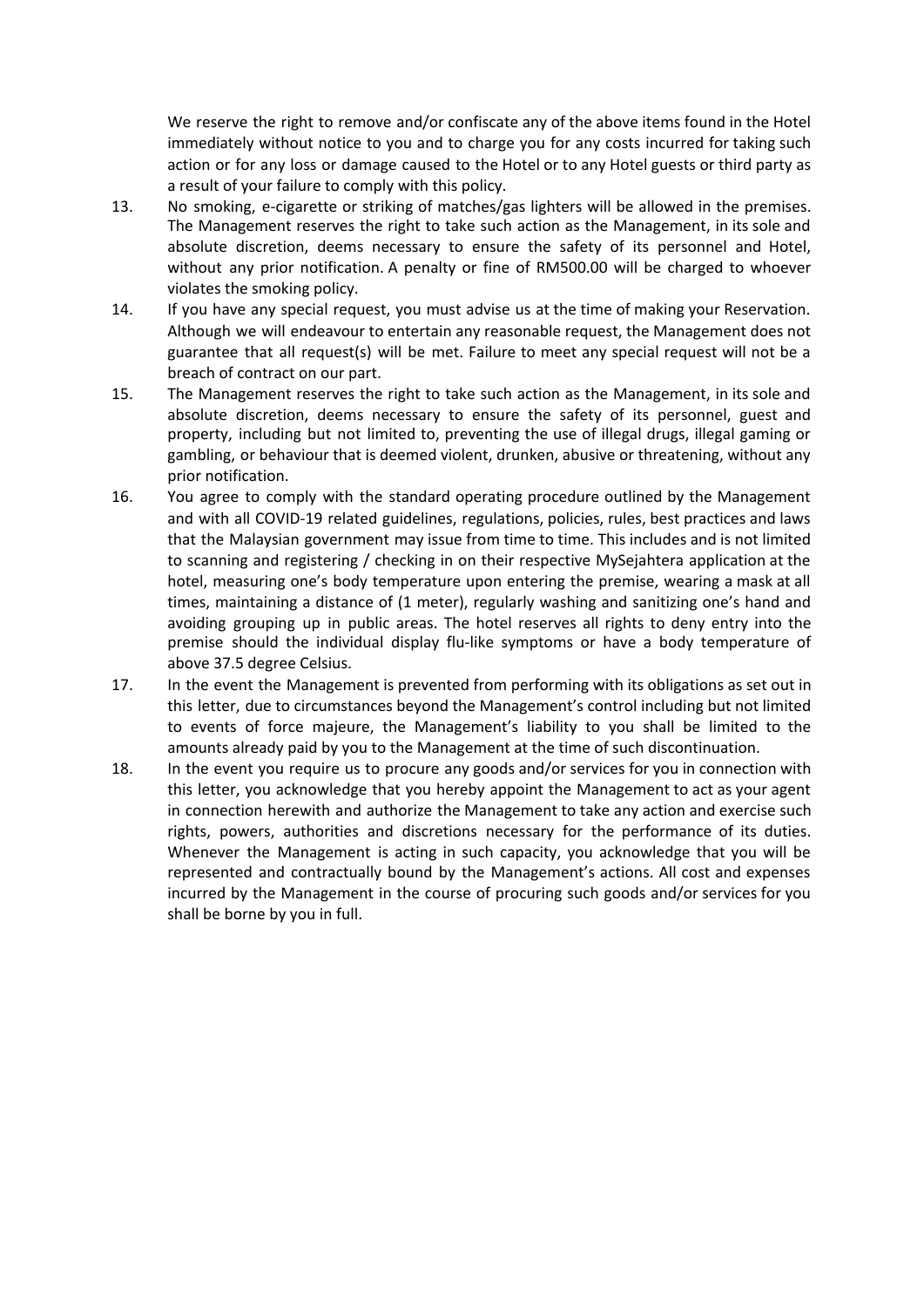We reserve the right to remove and/or confiscate any of the above items found in the Hotel immediately without notice to you and to charge you for any costs incurred for taking such action or for any loss or damage caused to the Hotel or to any Hotel guests or third party as a result of your failure to comply with this policy.

13. No smoking, e-cigarette or striking of matches/gas lighters will be allowed in the premises. The Management reserves the right to take such action as the Management, in its sole and absolute discretion, deems necessary to ensure the safety of its personnel and Hotel, without any prior notification. A penalty or fine of RM500.00 will be charged to whoever violates the smoking policy.
14. If you have any special request, you must advise us at the time of making your Reservation. Although we will endeavour to entertain any reasonable request, the Management does not guarantee that all request(s) will be met. Failure to meet any special request will not be a breach of contract on our part.
15. The Management reserves the right to take such action as the Management, in its sole and absolute discretion, deems necessary to ensure the safety of its personnel, guest and property, including but not limited to, preventing the use of illegal drugs, illegal gaming or gambling, or behaviour that is deemed violent, drunken, abusive or threatening, without any prior notification.
16. You agree to comply with the standard operating procedure outlined by the Management and with all COVID-19 related guidelines, regulations, policies, rules, best practices and laws that the Malaysian government may issue from time to time. This includes and is not limited to scanning and registering / checking in on their respective MySejahtera application at the hotel, measuring one's body temperature upon entering the premise, wearing a mask at all times, maintaining a distance of (1 meter), regularly washing and sanitizing one's hand and avoiding grouping up in public areas. The hotel reserves all rights to deny entry into the premise should the individual display flu-like symptoms or have a body temperature of above 37.5 degree Celsius.
17. In the event the Management is prevented from performing with its obligations as set out in this letter, due to circumstances beyond the Management's control including but not limited to events of force majeure, the Management's liability to you shall be limited to the amounts already paid by you to the Management at the time of such discontinuation.
18. In the event you require us to procure any goods and/or services for you in connection with this letter, you acknowledge that you hereby appoint the Management to act as your agent in connection herewith and authorize the Management to take any action and exercise such rights, powers, authorities and discretions necessary for the performance of its duties. Whenever the Management is acting in such capacity, you acknowledge that you will be represented and contractually bound by the Management's actions. All cost and expenses incurred by the Management in the course of procuring such goods and/or services for you shall be borne by you in full.